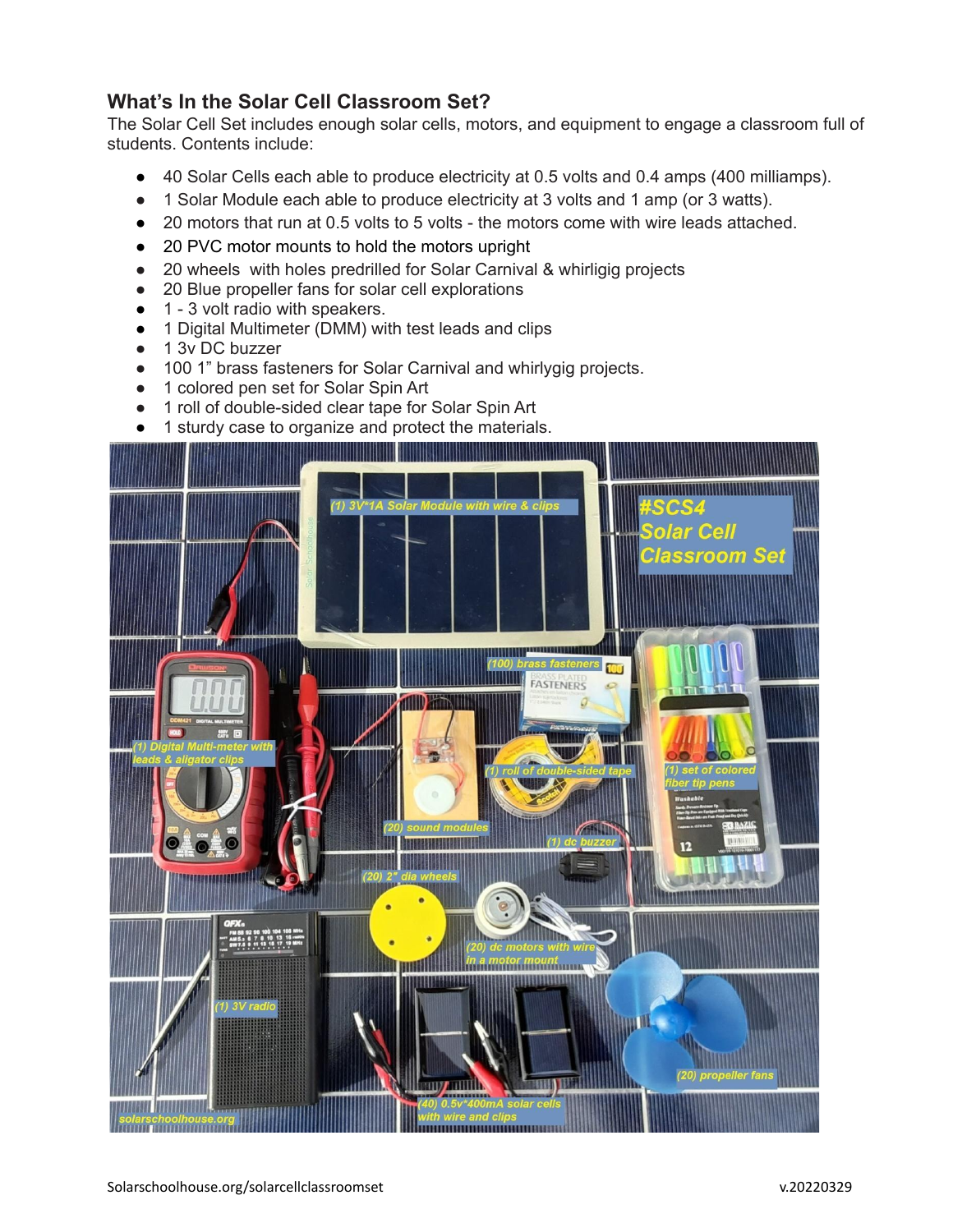## What's In the Solar Cell Classroom Set?

The Solar Cell Set includes enough solar cells, motors, and equipment to engage a classroom full of students. Contents include:

- 40 Solar Cells each able to produce electricity at 0.5 volts and 0.4 amps (400 milliamps).
- 1 Solar Module each able to produce electricity at 3 volts and 1 amp (or 3 watts).
- 20 motors that run at 0.5 volts to 5 volts - the motors come with wire leads attached.
- 20 PVC motor mounts to hold the motors upright
- 20 wheels with holes predrilled for Solar Carnival & whirligig projects
- 20 Blue propeller fans for solar cell explorations
- 1 - 3 volt radio with speakers.
- 1 Digital Multimeter (DMM) with test leads and clips
- 1 3v DC buzzer
- 100 1" brass fasteners for Solar Carnival and whirlygig projects.
- 1 colored pen set for Solar Spin Art
- 1 roll of double-sided clear tape for Solar Spin Art
- 1 sturdy case to organize and protect the materials.

#SCS4 Solar Cell Classroom Set

(1) 3V*1A Solar Module with wire & clips

(1) Digital Multi-meter with leads & aligator clips

(100) brass fasteners

(1) roll of double-sided tape

(1) set of colored fiber tip pens

(20) sound modules

(1) dc buzzer

(20) 2" dia wheels

(20) dc motors with wire in a motor mount

(1) 3V radio

(20) propeller fans

(40) 0.5v*400mA solar cells with wire and clips

solarschoolhouse.org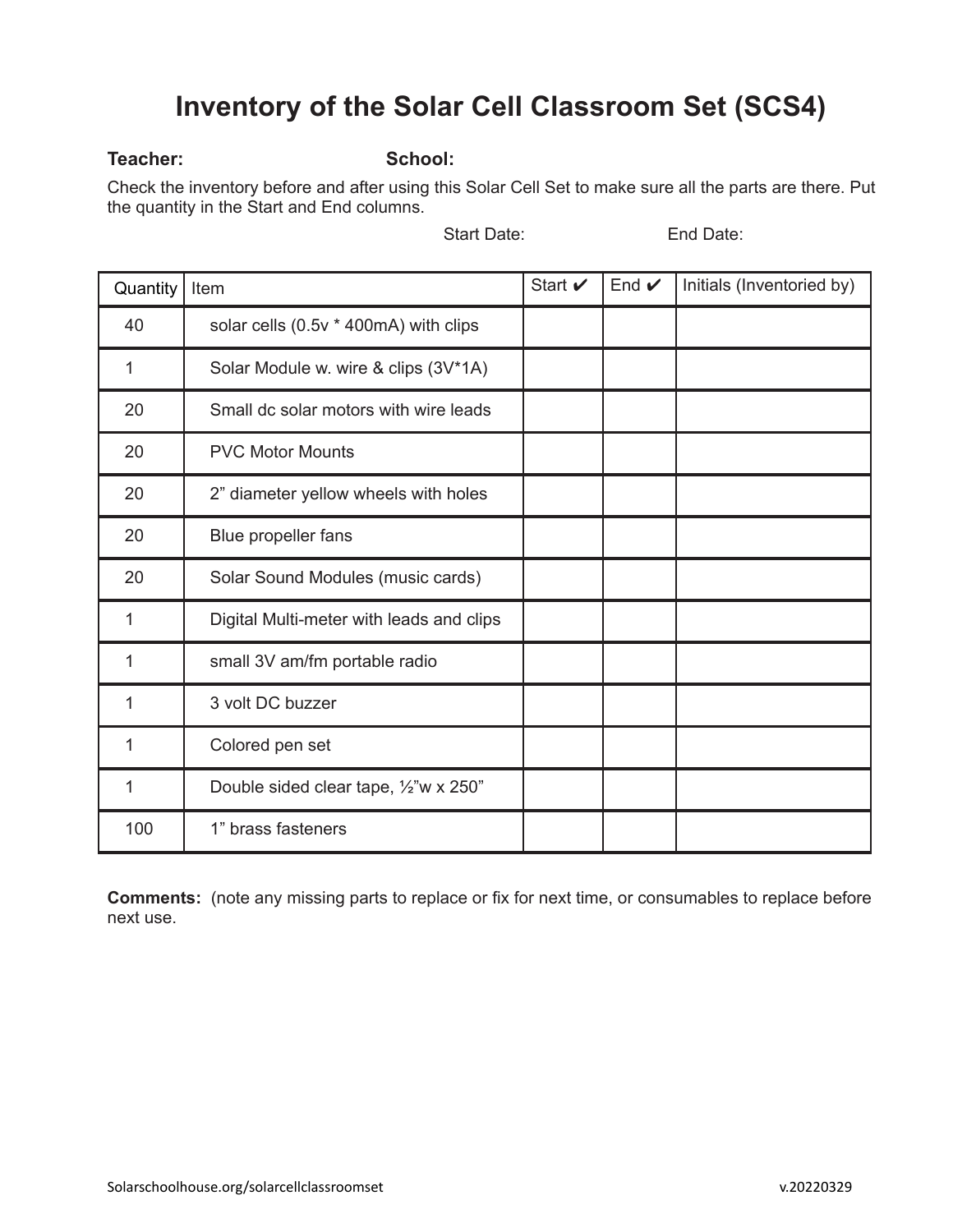# Inventory of the Solar Cell Classroom Set (SCS4)

**Teacher:** **School:**

Check the inventory before and after using this Solar Cell Set to make sure all the parts are there. Put the quantity in the Start and End columns.

Start Date: End Date:

| Quantity | Item | Start ✔ | End ✔ | Initials (Inventoried by) |
|---|---|---|---|---|
| 40 | solar cells (0.5v * 400mA) with clips | | | |
| 1 | Solar Module w. wire & clips (3V*1A) | | | |
| 20 | Small dc solar motors with wire leads | | | |
| 20 | PVC Motor Mounts | | | |
| 20 | 2" diameter yellow wheels with holes | | | |
| 20 | Blue propeller fans | | | |
| 20 | Solar Sound Modules (music cards) | | | |
| 1 | Digital Multi-meter with leads and clips | | | |
| 1 | small 3V am/fm portable radio | | | |
| 1 | 3 volt DC buzzer | | | |
| 1 | Colored pen set | | | |
| 1 | Double sided clear tape, ½"w x 250" | | | |
| 100 | 1" brass fasteners | | | |

**Comments:** (note any missing parts to replace or fix for next time, or consumables to replace before next use.

Solarschoolhouse.org/solarcellclassroomset v.20220329